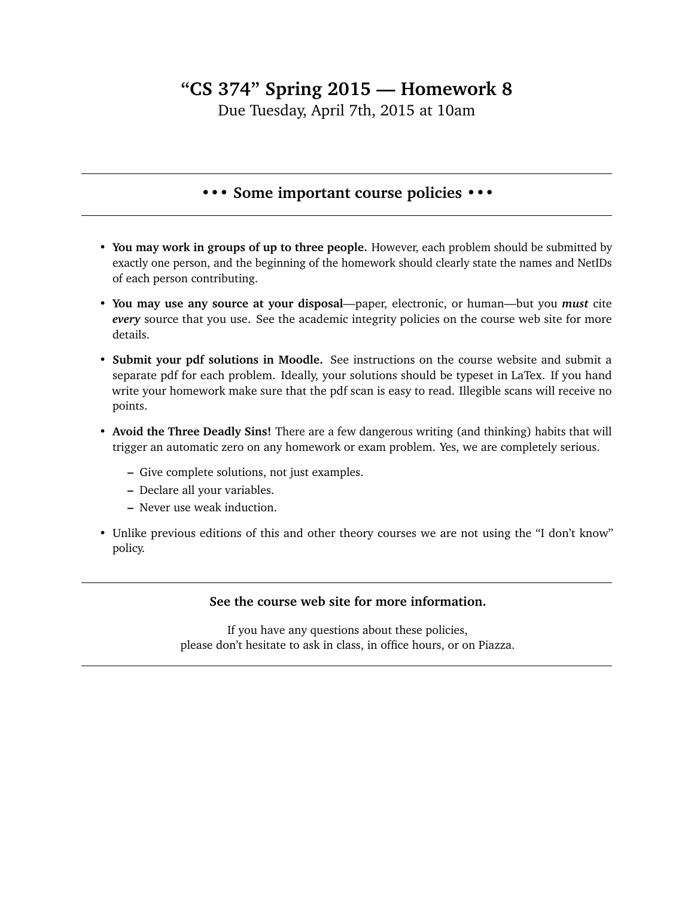# "CS 374" Spring 2015 — Homework 8

Due Tuesday, April 7th, 2015 at 10am

---

## • • • Some important course policies • • •

---

- **You may work in groups of up to three people.** However, each problem should be submitted by exactly one person, and the beginning of the homework should clearly state the names and NetIDs of each person contributing.
- **You may use any source at your disposal**—paper, electronic, or human—but you ***must*** cite ***every*** source that you use. See the academic integrity policies on the course web site for more details.
- **Submit your pdf solutions in Moodle.** See instructions on the course website and submit a separate pdf for each problem. Ideally, your solutions should be typeset in LaTex. If you hand write your homework make sure that the pdf scan is easy to read. Illegible scans will receive no points.
- **Avoid the Three Deadly Sins!** There are a few dangerous writing (and thinking) habits that will trigger an automatic zero on any homework or exam problem. Yes, we are completely serious.
  - Give complete solutions, not just examples.
  - Declare all your variables.
  - Never use weak induction.
- Unlike previous editions of this and other theory courses we are not using the "I don't know" policy.

---

**See the course web site for more information.**

If you have any questions about these policies,
please don't hesitate to ask in class, in office hours, or on Piazza.

---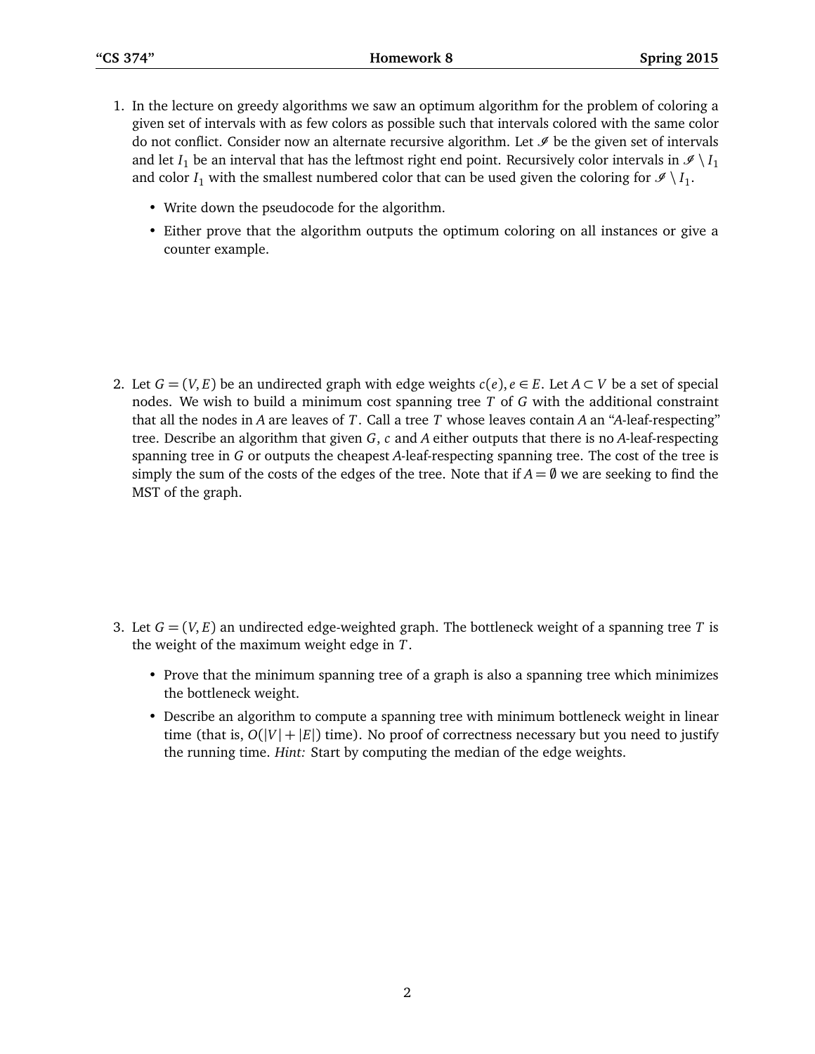1. In the lecture on greedy algorithms we saw an optimum algorithm for the problem of coloring a given set of intervals with as few colors as possible such that intervals colored with the same color do not conflict. Consider now an alternate recursive algorithm. Let $\mathcal{I}$ be the given set of intervals and let $I_1$ be an interval that has the leftmost right end point. Recursively color intervals in $\mathcal{I} \setminus I_1$ and color $I_1$ with the smallest numbered color that can be used given the coloring for $\mathcal{I} \setminus I_1$.

   - Write down the pseudocode for the algorithm.
   - Either prove that the algorithm outputs the optimum coloring on all instances or give a counter example.

2. Let $G = (V, E)$ be an undirected graph with edge weights $c(e), e \in E$. Let $A \subset V$ be a set of special nodes. We wish to build a minimum cost spanning tree $T$ of $G$ with the additional constraint that all the nodes in $A$ are leaves of $T$. Call a tree $T$ whose leaves contain $A$ an "$A$-leaf-respecting" tree. Describe an algorithm that given $G$, $c$ and $A$ either outputs that there is no $A$-leaf-respecting spanning tree in $G$ or outputs the cheapest $A$-leaf-respecting spanning tree. The cost of the tree is simply the sum of the costs of the edges of the tree. Note that if $A = \emptyset$ we are seeking to find the MST of the graph.

3. Let $G = (V, E)$ an undirected edge-weighted graph. The bottleneck weight of a spanning tree $T$ is the weight of the maximum weight edge in $T$.

   - Prove that the minimum spanning tree of a graph is also a spanning tree which minimizes the bottleneck weight.
   - Describe an algorithm to compute a spanning tree with minimum bottleneck weight in linear time (that is, $O(|V| + |E|)$ time). No proof of correctness necessary but you need to justify the running time. *Hint:* Start by computing the median of the edge weights.